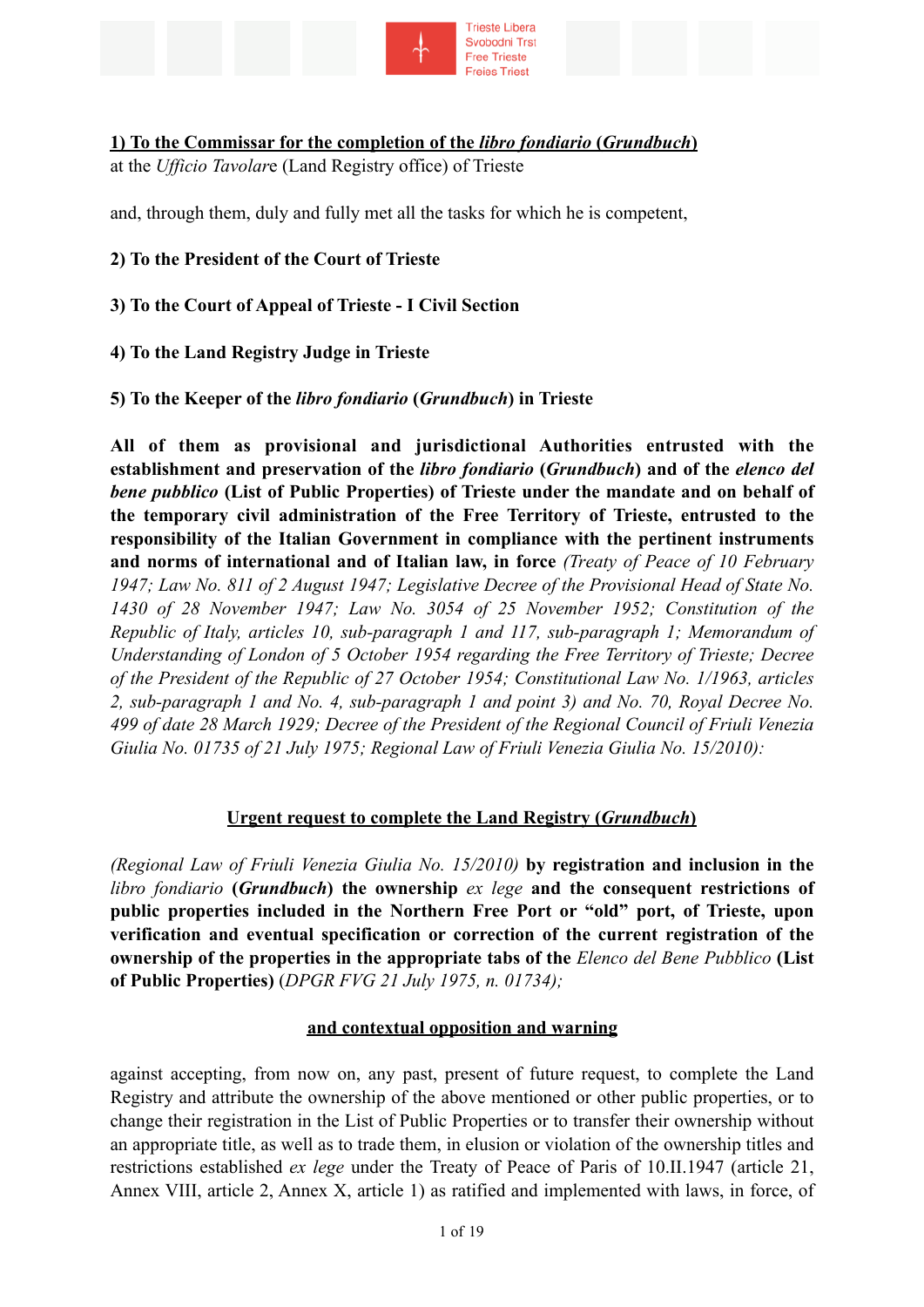**1) To the Commissar for the completion of the *libro fondiario* (*Grundbuch*)**
at the *Ufficio Tavolar*e (Land Registry office) of Trieste

and, through them, duly and fully met all the tasks for which he is competent,

**2) To the President of the Court of Trieste**

**3) To the Court of Appeal of Trieste - I Civil Section**

**4) To the Land Registry Judge in Trieste**

**5) To the Keeper of the *libro fondiario* (*Grundbuch*) in Trieste**

**All of them as provisional and jurisdictional Authorities entrusted with the establishment and preservation of the *libro fondiario* (*Grundbuch*) and of the *elenco del bene pubblico* (List of Public Properties) of Trieste under the mandate and on behalf of the temporary civil administration of the Free Territory of Trieste, entrusted to the responsibility of the Italian Government in compliance with the pertinent instruments and norms of international and of Italian law, in force** *(Treaty of Peace of 10 February 1947; Law No. 811 of 2 August 1947; Legislative Decree of the Provisional Head of State No. 1430 of 28 November 1947; Law No. 3054 of 25 November 1952; Constitution of the Republic of Italy, articles 10, sub-paragraph 1 and 117, sub-paragraph 1; Memorandum of Understanding of London of 5 October 1954 regarding the Free Territory of Trieste; Decree of the President of the Republic of 27 October 1954; Constitutional Law No. 1/1963, articles 2, sub-paragraph 1 and No. 4, sub-paragraph 1 and point 3) and No. 70, Royal Decree No. 499 of date 28 March 1929; Decree of the President of the Regional Council of Friuli Venezia Giulia No. 01735 of 21 July 1975; Regional Law of Friuli Venezia Giulia No. 15/2010):*

## Urgent request to complete the Land Registry (*Grundbuch*)

*(Regional Law of Friuli Venezia Giulia No. 15/2010)* **by registration and inclusion in the** *libro fondiario* **(*Grundbuch*) the ownership** *ex lege* **and the consequent restrictions of public properties included in the Northern Free Port or "old" port, of Trieste, upon verification and eventual specification or correction of the current registration of the ownership of the properties in the appropriate tabs of the** *Elenco del Bene Pubblico* **(List of Public Properties)** (*DPGR FVG 21 July 1975, n. 01734);*

## and contextual opposition and warning

against accepting, from now on, any past, present of future request, to complete the Land Registry and attribute the ownership of the above mentioned or other public properties, or to change their registration in the List of Public Properties or to transfer their ownership without an appropriate title, as well as to trade them, in elusion or violation of the ownership titles and restrictions established *ex lege* under the Treaty of Peace of Paris of 10.II.1947 (article 21, Annex VIII, article 2, Annex X, article 1) as ratified and implemented with laws, in force, of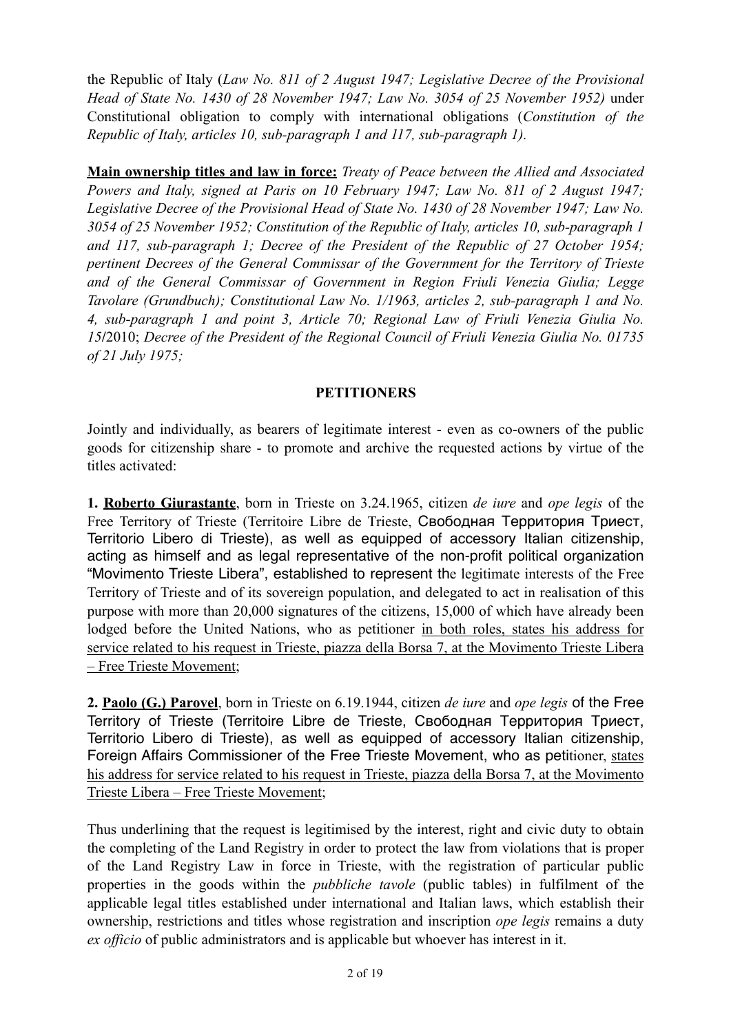the Republic of Italy (*Law No. 811 of 2 August 1947; Legislative Decree of the Provisional Head of State No. 1430 of 28 November 1947; Law No. 3054 of 25 November 1952)* under Constitutional obligation to comply with international obligations (*Constitution of the Republic of Italy, articles 10, sub-paragraph 1 and 117, sub-paragraph 1).*

**Main ownership titles and law in force:** *Treaty of Peace between the Allied and Associated Powers and Italy, signed at Paris on 10 February 1947; Law No. 811 of 2 August 1947; Legislative Decree of the Provisional Head of State No. 1430 of 28 November 1947; Law No. 3054 of 25 November 1952; Constitution of the Republic of Italy, articles 10, sub-paragraph 1 and 117, sub-paragraph 1; Decree of the President of the Republic of 27 October 1954; pertinent Decrees of the General Commissar of the Government for the Territory of Trieste and of the General Commissar of Government in Region Friuli Venezia Giulia; Legge Tavolare (Grundbuch); Constitutional Law No. 1/1963, articles 2, sub-paragraph 1 and No. 4, sub-paragraph 1 and point 3, Article 70; Regional Law of Friuli Venezia Giulia No. 15*/2010; *Decree of the President of the Regional Council of Friuli Venezia Giulia No. 01735 of 21 July 1975;*

**PETITIONERS**

Jointly and individually, as bearers of legitimate interest - even as co-owners of the public goods for citizenship share - to promote and archive the requested actions by virtue of the titles activated:

**1. Roberto Giurastante**, born in Trieste on 3.24.1965, citizen *de iure* and *ope legis* of the Free Territory of Trieste (Territoire Libre de Trieste, Свободная Территория Триест, Territorio Libero di Trieste), as well as equipped of accessory Italian citizenship, acting as himself and as legal representative of the non-profit political organization "Movimento Trieste Libera", established to represent the legitimate interests of the Free Territory of Trieste and of its sovereign population, and delegated to act in realisation of this purpose with more than 20,000 signatures of the citizens, 15,000 of which have already been lodged before the United Nations, who as petitioner in both roles, states his address for service related to his request in Trieste, piazza della Borsa 7, at the Movimento Trieste Libera – Free Trieste Movement;

**2. Paolo (G.) Parovel**, born in Trieste on 6.19.1944, citizen *de iure* and *ope legis* of the Free Territory of Trieste (Territoire Libre de Trieste, Свободная Территория Триест, Territorio Libero di Trieste), as well as equipped of accessory Italian citizenship, Foreign Affairs Commissioner of the Free Trieste Movement, who as petitioner, states his address for service related to his request in Trieste, piazza della Borsa 7, at the Movimento Trieste Libera – Free Trieste Movement;

Thus underlining that the request is legitimised by the interest, right and civic duty to obtain the completing of the Land Registry in order to protect the law from violations that is proper of the Land Registry Law in force in Trieste, with the registration of particular public properties in the goods within the *pubbliche tavole* (public tables) in fulfilment of the applicable legal titles established under international and Italian laws, which establish their ownership, restrictions and titles whose registration and inscription *ope legis* remains a duty *ex officio* of public administrators and is applicable but whoever has interest in it.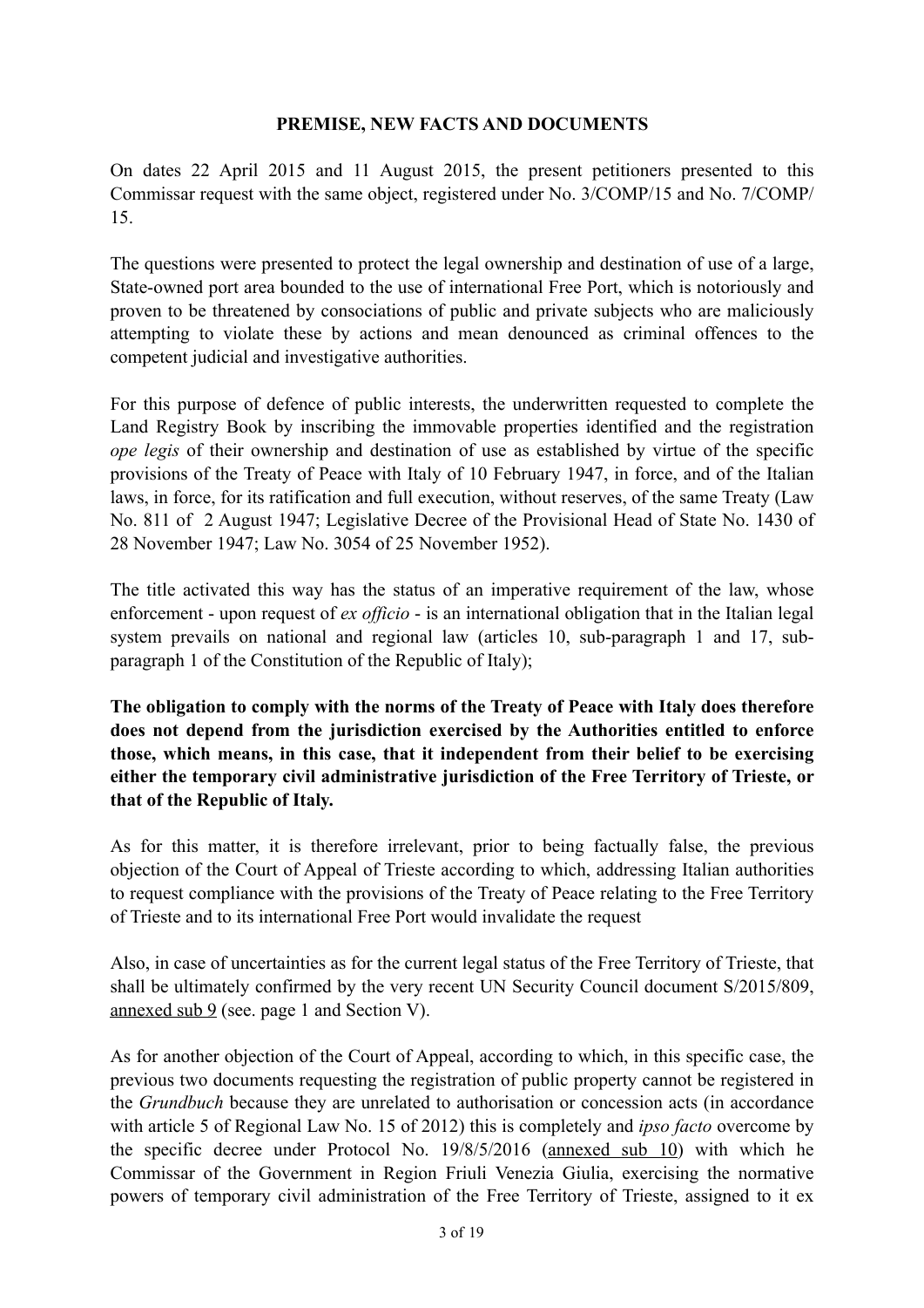**PREMISE, NEW FACTS AND DOCUMENTS**

On dates 22 April 2015 and 11 August 2015, the present petitioners presented to this Commissar request with the same object, registered under No. 3/COMP/15 and No. 7/COMP/15.

The questions were presented to protect the legal ownership and destination of use of a large, State-owned port area bounded to the use of international Free Port, which is notoriously and proven to be threatened by consociations of public and private subjects who are maliciously attempting to violate these by actions and mean denounced as criminal offences to the competent judicial and investigative authorities.

For this purpose of defence of public interests, the underwritten requested to complete the Land Registry Book by inscribing the immovable properties identified and the registration *ope legis* of their ownership and destination of use as established by virtue of the specific provisions of the Treaty of Peace with Italy of 10 February 1947, in force, and of the Italian laws, in force, for its ratification and full execution, without reserves, of the same Treaty (Law No. 811 of 2 August 1947; Legislative Decree of the Provisional Head of State No. 1430 of 28 November 1947; Law No. 3054 of 25 November 1952).

The title activated this way has the status of an imperative requirement of the law, whose enforcement - upon request of *ex officio* - is an international obligation that in the Italian legal system prevails on national and regional law (articles 10, sub-paragraph 1 and 17, sub-paragraph 1 of the Constitution of the Republic of Italy);

**The obligation to comply with the norms of the Treaty of Peace with Italy does therefore does not depend from the jurisdiction exercised by the Authorities entitled to enforce those, which means, in this case, that it independent from their belief to be exercising either the temporary civil administrative jurisdiction of the Free Territory of Trieste, or that of the Republic of Italy.**

As for this matter, it is therefore irrelevant, prior to being factually false, the previous objection of the Court of Appeal of Trieste according to which, addressing Italian authorities to request compliance with the provisions of the Treaty of Peace relating to the Free Territory of Trieste and to its international Free Port would invalidate the request

Also, in case of uncertainties as for the current legal status of the Free Territory of Trieste, that shall be ultimately confirmed by the very recent UN Security Council document S/2015/809, annexed sub 9 (see. page 1 and Section V).

As for another objection of the Court of Appeal, according to which, in this specific case, the previous two documents requesting the registration of public property cannot be registered in the *Grundbuch* because they are unrelated to authorisation or concession acts (in accordance with article 5 of Regional Law No. 15 of 2012) this is completely and *ipso facto* overcome by the specific decree under Protocol No. 19/8/5/2016 (annexed sub 10) with which he Commissar of the Government in Region Friuli Venezia Giulia, exercising the normative powers of temporary civil administration of the Free Territory of Trieste, assigned to it ex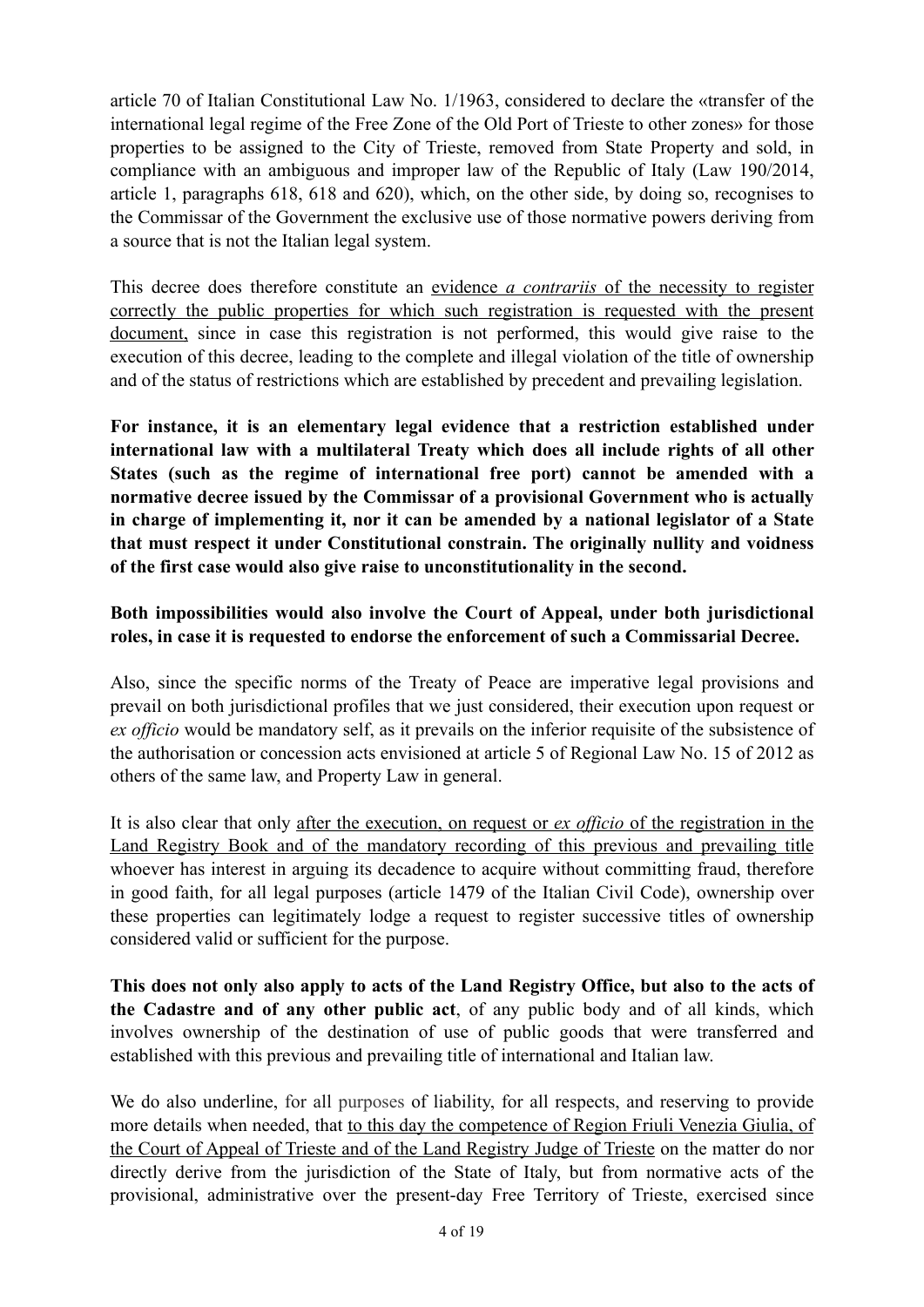article 70 of Italian Constitutional Law No. 1/1963, considered to declare the «transfer of the international legal regime of the Free Zone of the Old Port of Trieste to other zones» for those properties to be assigned to the City of Trieste, removed from State Property and sold, in compliance with an ambiguous and improper law of the Republic of Italy (Law 190/2014, article 1, paragraphs 618, 618 and 620), which, on the other side, by doing so, recognises to the Commissar of the Government the exclusive use of those normative powers deriving from a source that is not the Italian legal system.

This decree does therefore constitute an evidence *a contrariis* of the necessity to register correctly the public properties for which such registration is requested with the present document, since in case this registration is not performed, this would give raise to the execution of this decree, leading to the complete and illegal violation of the title of ownership and of the status of restrictions which are established by precedent and prevailing legislation.

**For instance, it is an elementary legal evidence that a restriction established under international law with a multilateral Treaty which does all include rights of all other States (such as the regime of international free port) cannot be amended with a normative decree issued by the Commissar of a provisional Government who is actually in charge of implementing it, nor it can be amended by a national legislator of a State that must respect it under Constitutional constrain. The originally nullity and voidness of the first case would also give raise to unconstitutionality in the second.**

**Both impossibilities would also involve the Court of Appeal, under both jurisdictional roles, in case it is requested to endorse the enforcement of such a Commissarial Decree.**

Also, since the specific norms of the Treaty of Peace are imperative legal provisions and prevail on both jurisdictional profiles that we just considered, their execution upon request or *ex officio* would be mandatory self, as it prevails on the inferior requisite of the subsistence of the authorisation or concession acts envisioned at article 5 of Regional Law No. 15 of 2012 as others of the same law, and Property Law in general.

It is also clear that only after the execution, on request or *ex officio* of the registration in the Land Registry Book and of the mandatory recording of this previous and prevailing title whoever has interest in arguing its decadence to acquire without committing fraud, therefore in good faith, for all legal purposes (article 1479 of the Italian Civil Code), ownership over these properties can legitimately lodge a request to register successive titles of ownership considered valid or sufficient for the purpose.

**This does not only also apply to acts of the Land Registry Office, but also to the acts of the Cadastre and of any other public act**, of any public body and of all kinds, which involves ownership of the destination of use of public goods that were transferred and established with this previous and prevailing title of international and Italian law.

We do also underline, for all purposes of liability, for all respects, and reserving to provide more details when needed, that to this day the competence of Region Friuli Venezia Giulia, of the Court of Appeal of Trieste and of the Land Registry Judge of Trieste on the matter do nor directly derive from the jurisdiction of the State of Italy, but from normative acts of the provisional, administrative over the present-day Free Territory of Trieste, exercised since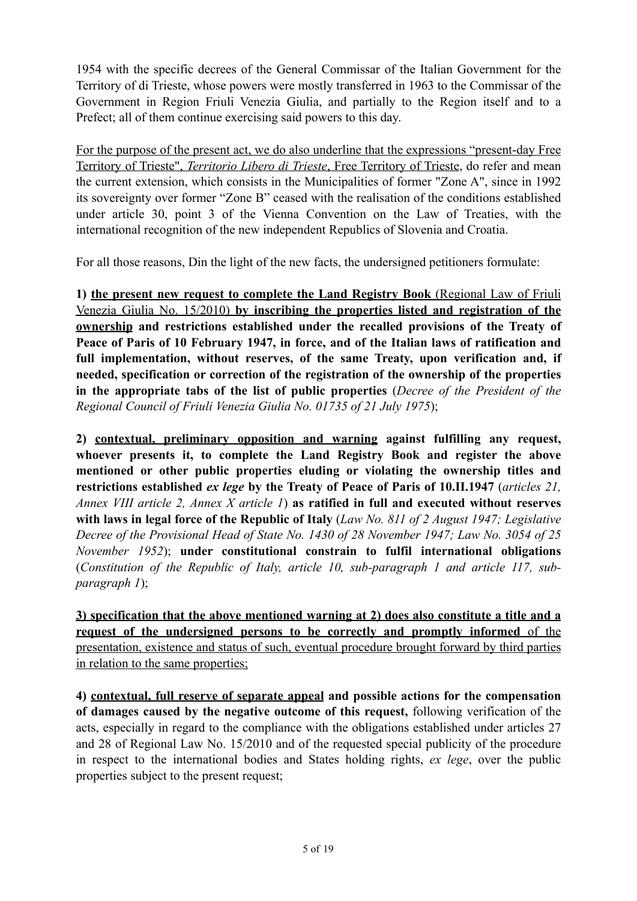1954 with the specific decrees of the General Commissar of the Italian Government for the Territory of di Trieste, whose powers were mostly transferred in 1963 to the Commissar of the Government in Region Friuli Venezia Giulia, and partially to the Region itself and to a Prefect; all of them continue exercising said powers to this day.

For the purpose of the present act, we do also underline that the expressions "present-day Free Territory of Trieste", *Territorio Libero di Trieste*, Free Territory of Trieste, do refer and mean the current extension, which consists in the Municipalities of former "Zone A", since in 1992 its sovereignty over former "Zone B" ceased with the realisation of the conditions established under article 30, point 3 of the Vienna Convention on the Law of Treaties, with the international recognition of the new independent Republics of Slovenia and Croatia.

For all those reasons, Din the light of the new facts, the undersigned petitioners formulate:

**1) the present new request to complete the Land Registry Book** (Regional Law of Friuli Venezia Giulia No. 15/2010) **by inscribing the properties listed and registration of the ownership and restrictions established under the recalled provisions of the Treaty of Peace of Paris of 10 February 1947, in force, and of the Italian laws of ratification and full implementation, without reserves, of the same Treaty, upon verification and, if needed, specification or correction of the registration of the ownership of the properties in the appropriate tabs of the list of public properties** (*Decree of the President of the Regional Council of Friuli Venezia Giulia No. 01735 of 21 July 1975*);

**2) contextual, preliminary opposition and warning against fulfilling any request, whoever presents it, to complete the Land Registry Book and register the above mentioned or other public properties eluding or violating the ownership titles and restrictions established *ex lege* by the Treaty of Peace of Paris of 10.II.1947** (*articles 21, Annex VIII article 2, Annex X article 1*) **as ratified in full and executed without reserves with laws in legal force of the Republic of Italy** (*Law No. 811 of 2 August 1947; Legislative Decree of the Provisional Head of State No. 1430 of 28 November 1947; Law No. 3054 of 25 November 1952*); **under constitutional constrain to fulfil international obligations** (*Constitution of the Republic of Italy, article 10, sub-paragraph 1 and article 117, sub-paragraph 1*);

**3) specification that the above mentioned warning at 2) does also constitute a title and a request of the undersigned persons to be correctly and promptly informed** of the presentation, existence and status of such, eventual procedure brought forward by third parties in relation to the same properties;

**4) contextual, full reserve of separate appeal and possible actions for the compensation of damages caused by the negative outcome of this request,** following verification of the acts, especially in regard to the compliance with the obligations established under articles 27 and 28 of Regional Law No. 15/2010 and of the requested special publicity of the procedure in respect to the international bodies and States holding rights, *ex lege*, over the public properties subject to the present request;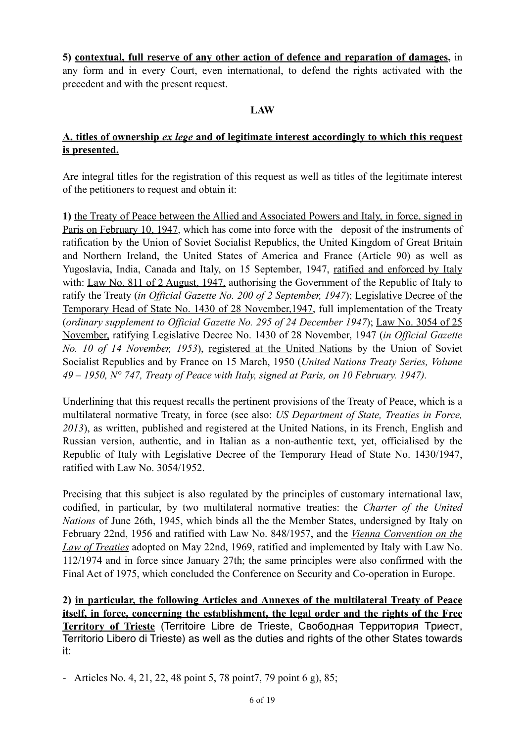**5) <u>contextual, full reserve of any other action of defence and reparation of damages,</u>** in any form and in every Court, even international, to defend the rights activated with the precedent and with the present request.

**LAW**

**<u>A. titles of ownership *ex lege* and of legitimate interest accordingly to which this request is presented.</u>**

Are integral titles for the registration of this request as well as titles of the legitimate interest of the petitioners to request and obtain it:

**1)** <u>the Treaty of Peace between the Allied and Associated Powers and Italy, in force, signed in Paris on February 10, 1947,</u> which has come into force with the deposit of the instruments of ratification by the Union of Soviet Socialist Republics, the United Kingdom of Great Britain and Northern Ireland, the United States of America and France (Article 90) as well as Yugoslavia, India, Canada and Italy, on 15 September, 1947, <u>ratified and enforced by Italy</u> with: <u>Law No. 811 of 2 August, 1947,</u> authorising the Government of the Republic of Italy to ratify the Treaty (*in Official Gazette No. 200 of 2 September, 1947*); <u>Legislative Decree of the Temporary Head of State No. 1430 of 28 November,1947,</u> full implementation of the Treaty (*ordinary supplement to Official Gazette No. 295 of 24 December 1947*); <u>Law No. 3054 of 25 November,</u> ratifying Legislative Decree No. 1430 of 28 November, 1947 (*in Official Gazette No. 10 of 14 November, 1953*), <u>registered at the United Nations</u> by the Union of Soviet Socialist Republics and by France on 15 March, 1950 (*United Nations Treaty Series, Volume 49 – 1950, N° 747, Treaty of Peace with Italy, signed at Paris, on 10 February. 1947).*

Underlining that this request recalls the pertinent provisions of the Treaty of Peace, which is a multilateral normative Treaty, in force (see also: *US Department of State, Treaties in Force, 2013*), as written, published and registered at the United Nations, in its French, English and Russian version, authentic, and in Italian as a non-authentic text, yet, officialised by the Republic of Italy with Legislative Decree of the Temporary Head of State No. 1430/1947, ratified with Law No. 3054/1952.

Precising that this subject is also regulated by the principles of customary international law, codified, in particular, by two multilateral normative treaties: the *Charter of the United Nations* of June 26th, 1945, which binds all the the Member States, undersigned by Italy on February 22nd, 1956 and ratified with Law No. 848/1957, and the <u>*Vienna Convention on the Law of Treaties*</u> adopted on May 22nd, 1969, ratified and implemented by Italy with Law No. 112/1974 and in force since January 27th; the same principles were also confirmed with the Final Act of 1975, which concluded the Conference on Security and Co-operation in Europe.

**2) <u>in particular, the following Articles and Annexes of the multilateral Treaty of Peace itself, in force, concerning the establishment, the legal order and the rights of the Free Territory of Trieste</u>** (Territoire Libre de Trieste, Свободная Территория Триест, Territorio Libero di Trieste) as well as the duties and rights of the other States towards it:

- Articles No. 4, 21, 22, 48 point 5, 78 point7, 79 point 6 g), 85;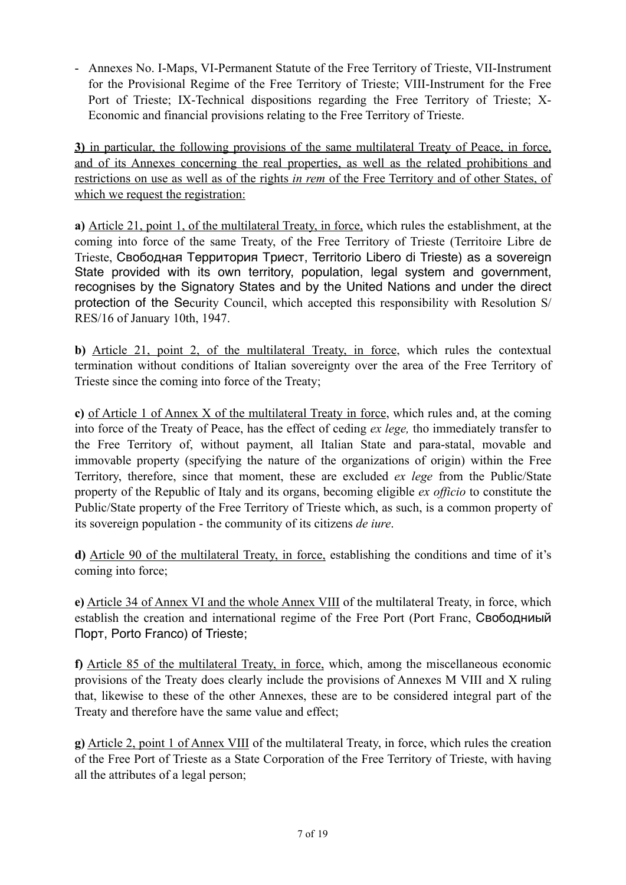- Annexes No. I-Maps, VI-Permanent Statute of the Free Territory of Trieste, VII-Instrument for the Provisional Regime of the Free Territory of Trieste; VIII-Instrument for the Free Port of Trieste; IX-Technical dispositions regarding the Free Territory of Trieste; X-Economic and financial provisions relating to the Free Territory of Trieste.

**3)** <u>in particular, the following provisions of the same multilateral Treaty of Peace, in force, and of its Annexes concerning the real properties, as well as the related prohibitions and restrictions on use as well as of the rights *in rem* of the Free Territory and of other States, of which we request the registration:</u>

**a)** <u>Article 21, point 1, of the multilateral Treaty, in force,</u> which rules the establishment, at the coming into force of the same Treaty, of the Free Territory of Trieste (Territoire Libre de Trieste, Свободная Территория Триест, Territorio Libero di Trieste) as a sovereign State provided with its own territory, population, legal system and government, recognises by the Signatory States and by the United Nations and under the direct protection of the Security Council, which accepted this responsibility with Resolution S/RES/16 of January 10th, 1947.

**b)** <u>Article 21, point 2, of the multilateral Treaty, in force</u>, which rules the contextual termination without conditions of Italian sovereignty over the area of the Free Territory of Trieste since the coming into force of the Treaty;

**c)** <u>of Article 1 of Annex X of the multilateral Treaty in force</u>, which rules and, at the coming into force of the Treaty of Peace, has the effect of ceding *ex lege,* tho immediately transfer to the Free Territory of, without payment, all Italian State and para-statal, movable and immovable property (specifying the nature of the organizations of origin) within the Free Territory, therefore, since that moment, these are excluded *ex lege* from the Public/State property of the Republic of Italy and its organs, becoming eligible *ex officio* to constitute the Public/State property of the Free Territory of Trieste which, as such, is a common property of its sovereign population - the community of its citizens *de iure*.

**d)** <u>Article 90 of the multilateral Treaty, in force,</u> establishing the conditions and time of it's coming into force;

**e)** <u>Article 34 of Annex VI and the whole Annex VIII</u> of the multilateral Treaty, in force, which establish the creation and international regime of the Free Port (Port Franc, Свободниый Порт, Porto Franco) of Trieste;

**f)** <u>Article 85 of the multilateral Treaty, in force,</u> which, among the miscellaneous economic provisions of the Treaty does clearly include the provisions of Annexes M VIII and X ruling that, likewise to these of the other Annexes, these are to be considered integral part of the Treaty and therefore have the same value and effect;

**g)** <u>Article 2, point 1 of Annex VIII</u> of the multilateral Treaty, in force, which rules the creation of the Free Port of Trieste as a State Corporation of the Free Territory of Trieste, with having all the attributes of a legal person;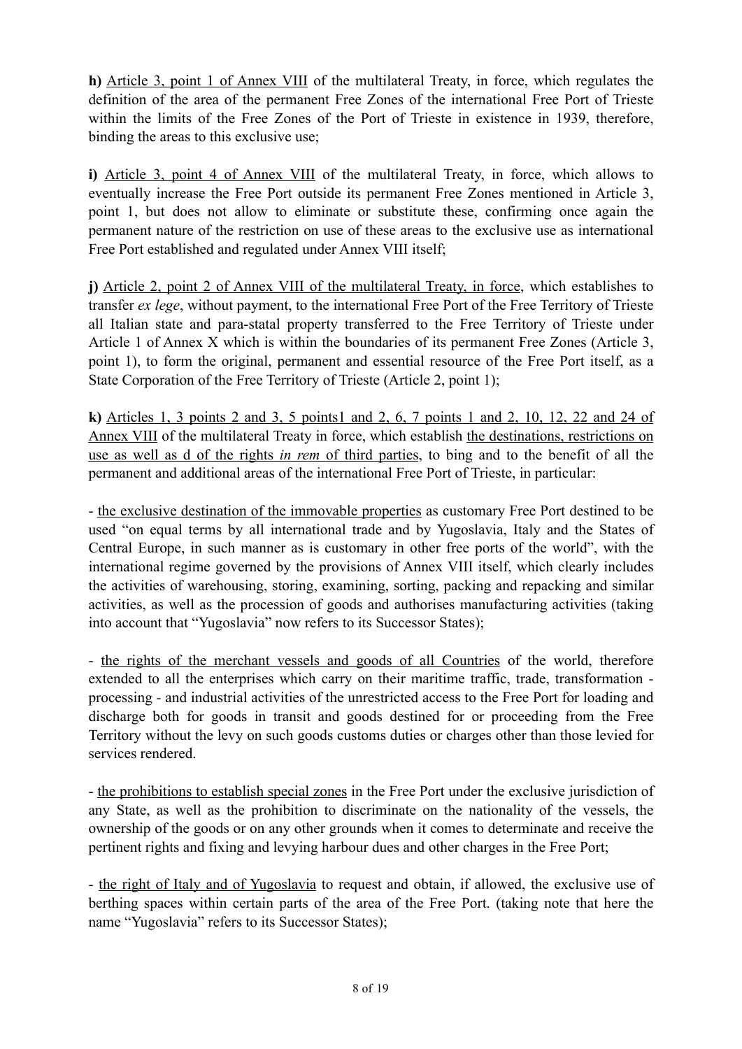**h)** Article 3, point 1 of Annex VIII of the multilateral Treaty, in force, which regulates the definition of the area of the permanent Free Zones of the international Free Port of Trieste within the limits of the Free Zones of the Port of Trieste in existence in 1939, therefore, binding the areas to this exclusive use;

**i)** Article 3, point 4 of Annex VIII of the multilateral Treaty, in force, which allows to eventually increase the Free Port outside its permanent Free Zones mentioned in Article 3, point 1, but does not allow to eliminate or substitute these, confirming once again the permanent nature of the restriction on use of these areas to the exclusive use as international Free Port established and regulated under Annex VIII itself;

**j)** Article 2, point 2 of Annex VIII of the multilateral Treaty, in force, which establishes to transfer *ex lege*, without payment, to the international Free Port of the Free Territory of Trieste all Italian state and para-statal property transferred to the Free Territory of Trieste under Article 1 of Annex X which is within the boundaries of its permanent Free Zones (Article 3, point 1), to form the original, permanent and essential resource of the Free Port itself, as a State Corporation of the Free Territory of Trieste (Article 2, point 1);

**k)** Articles 1, 3 points 2 and 3, 5 points1 and 2, 6, 7 points 1 and 2, 10, 12, 22 and 24 of Annex VIII of the multilateral Treaty in force, which establish the destinations, restrictions on use as well as d of the rights *in rem* of third parties, to bing and to the benefit of all the permanent and additional areas of the international Free Port of Trieste, in particular:

- the exclusive destination of the immovable properties as customary Free Port destined to be used "on equal terms by all international trade and by Yugoslavia, Italy and the States of Central Europe, in such manner as is customary in other free ports of the world", with the international regime governed by the provisions of Annex VIII itself, which clearly includes the activities of warehousing, storing, examining, sorting, packing and repacking and similar activities, as well as the procession of goods and authorises manufacturing activities (taking into account that "Yugoslavia" now refers to its Successor States);

- the rights of the merchant vessels and goods of all Countries of the world, therefore extended to all the enterprises which carry on their maritime traffic, trade, transformation - processing - and industrial activities of the unrestricted access to the Free Port for loading and discharge both for goods in transit and goods destined for or proceeding from the Free Territory without the levy on such goods customs duties or charges other than those levied for services rendered.

- the prohibitions to establish special zones in the Free Port under the exclusive jurisdiction of any State, as well as the prohibition to discriminate on the nationality of the vessels, the ownership of the goods or on any other grounds when it comes to determinate and receive the pertinent rights and fixing and levying harbour dues and other charges in the Free Port;

- the right of Italy and of Yugoslavia to request and obtain, if allowed, the exclusive use of berthing spaces within certain parts of the area of the Free Port. (taking note that here the name "Yugoslavia" refers to its Successor States);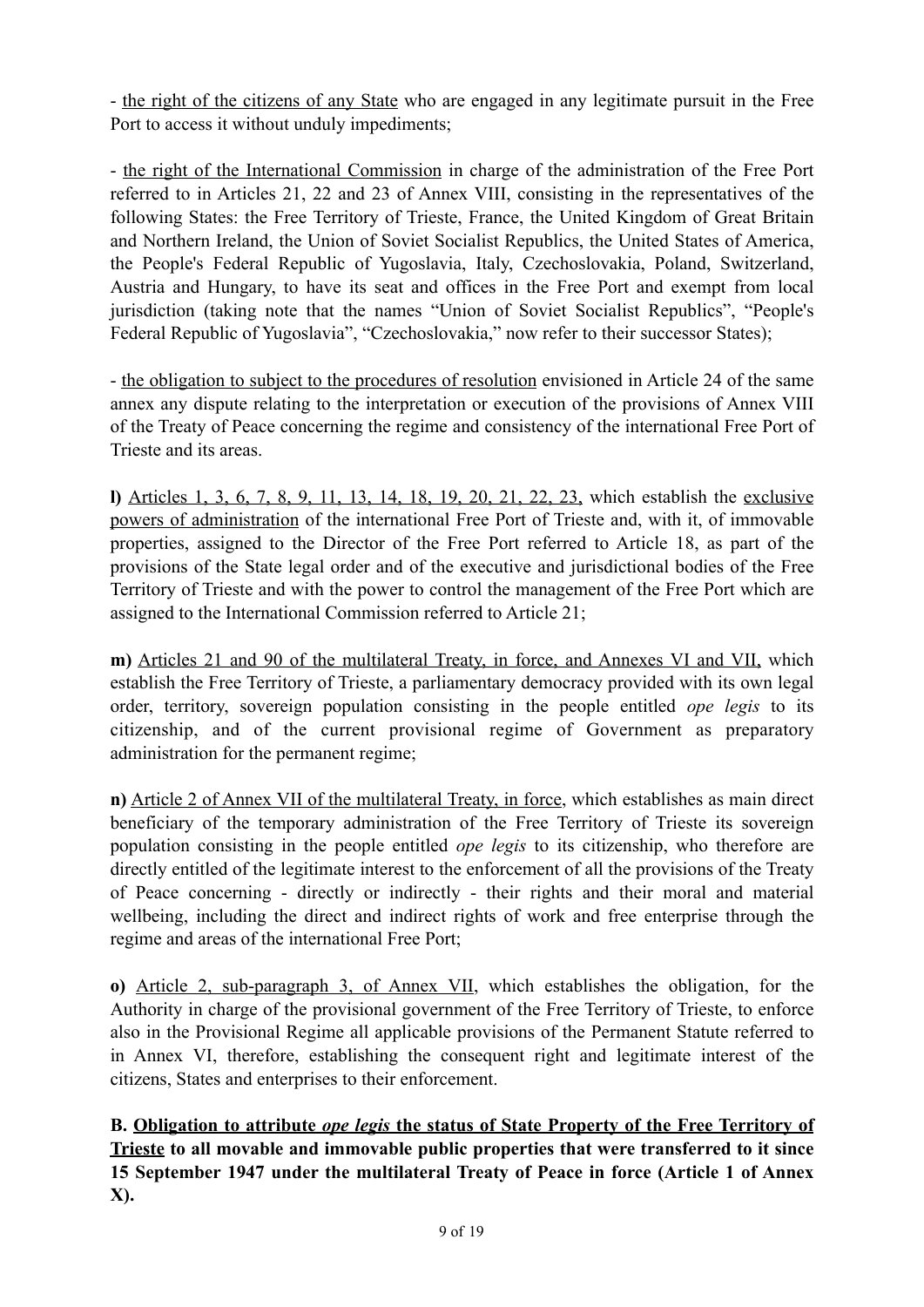- <u>the right of the citizens of any State</u> who are engaged in any legitimate pursuit in the Free Port to access it without unduly impediments;

- <u>the right of the International Commission</u> in charge of the administration of the Free Port referred to in Articles 21, 22 and 23 of Annex VIII, consisting in the representatives of the following States: the Free Territory of Trieste, France, the United Kingdom of Great Britain and Northern Ireland, the Union of Soviet Socialist Republics, the United States of America, the People's Federal Republic of Yugoslavia, Italy, Czechoslovakia, Poland, Switzerland, Austria and Hungary, to have its seat and offices in the Free Port and exempt from local jurisdiction (taking note that the names "Union of Soviet Socialist Republics", "People's Federal Republic of Yugoslavia", "Czechoslovakia," now refer to their successor States);

- <u>the obligation to subject to the procedures of resolution</u> envisioned in Article 24 of the same annex any dispute relating to the interpretation or execution of the provisions of Annex VIII of the Treaty of Peace concerning the regime and consistency of the international Free Port of Trieste and its areas.

**l)** <u>Articles 1, 3, 6, 7, 8, 9, 11, 13, 14, 18, 19, 20, 21, 22, 23,</u> which establish the <u>exclusive powers of administration</u> of the international Free Port of Trieste and, with it, of immovable properties, assigned to the Director of the Free Port referred to Article 18, as part of the provisions of the State legal order and of the executive and jurisdictional bodies of the Free Territory of Trieste and with the power to control the management of the Free Port which are assigned to the International Commission referred to Article 21;

**m)** <u>Articles 21 and 90 of the multilateral Treaty, in force, and Annexes VI and VII,</u> which establish the Free Territory of Trieste, a parliamentary democracy provided with its own legal order, territory, sovereign population consisting in the people entitled *ope legis* to its citizenship, and of the current provisional regime of Government as preparatory administration for the permanent regime;

**n)** <u>Article 2 of Annex VII of the multilateral Treaty, in force</u>, which establishes as main direct beneficiary of the temporary administration of the Free Territory of Trieste its sovereign population consisting in the people entitled *ope legis* to its citizenship, who therefore are directly entitled of the legitimate interest to the enforcement of all the provisions of the Treaty of Peace concerning - directly or indirectly - their rights and their moral and material wellbeing, including the direct and indirect rights of work and free enterprise through the regime and areas of the international Free Port;

**o)** <u>Article 2, sub-paragraph 3, of Annex VII</u>, which establishes the obligation, for the Authority in charge of the provisional government of the Free Territory of Trieste, to enforce also in the Provisional Regime all applicable provisions of the Permanent Statute referred to in Annex VI, therefore, establishing the consequent right and legitimate interest of the citizens, States and enterprises to their enforcement.

**B. <u>Obligation to attribute *ope legis* the status of State Property of the Free Territory of Trieste</u> to all movable and immovable public properties that were transferred to it since 15 September 1947 under the multilateral Treaty of Peace in force (Article 1 of Annex X).**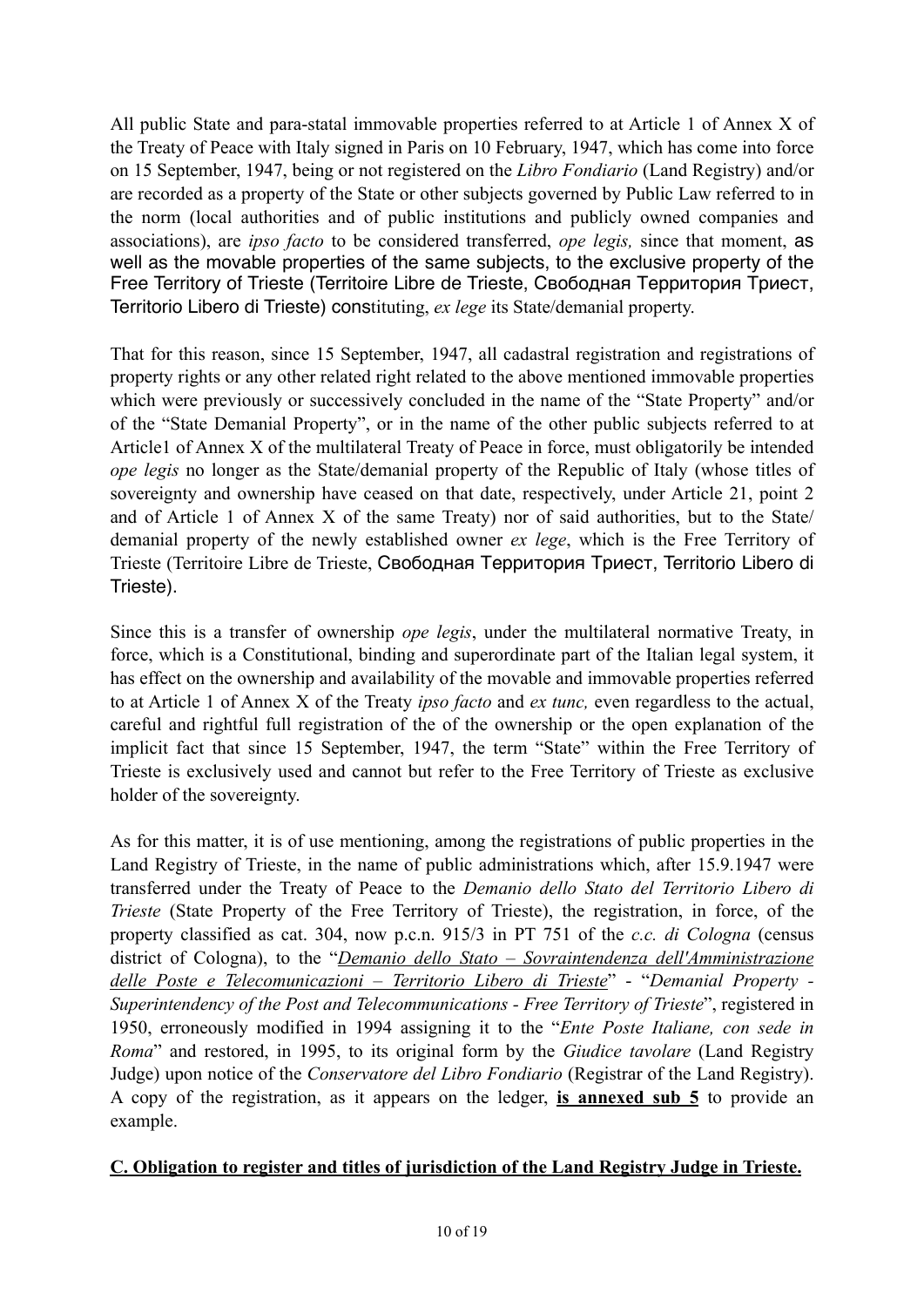All public State and para-statal immovable properties referred to at Article 1 of Annex X of the Treaty of Peace with Italy signed in Paris on 10 February, 1947, which has come into force on 15 September, 1947, being or not registered on the *Libro Fondiario* (Land Registry) and/or are recorded as a property of the State or other subjects governed by Public Law referred to in the norm (local authorities and of public institutions and publicly owned companies and associations), are *ipso facto* to be considered transferred, *ope legis,* since that moment, as well as the movable properties of the same subjects, to the exclusive property of the Free Territory of Trieste (Territoire Libre de Trieste, Свободная Территория Триест, Territorio Libero di Trieste) constituting, *ex lege* its State/demanial property.

That for this reason, since 15 September, 1947, all cadastral registration and registrations of property rights or any other related right related to the above mentioned immovable properties which were previously or successively concluded in the name of the "State Property" and/or of the "State Demanial Property", or in the name of the other public subjects referred to at Article1 of Annex X of the multilateral Treaty of Peace in force, must obligatorily be intended *ope legis* no longer as the State/demanial property of the Republic of Italy (whose titles of sovereignty and ownership have ceased on that date, respectively, under Article 21, point 2 and of Article 1 of Annex X of the same Treaty) nor of said authorities, but to the State/ demanial property of the newly established owner *ex lege*, which is the Free Territory of Trieste (Territoire Libre de Trieste, Свободная Территория Триест, Territorio Libero di Trieste).

Since this is a transfer of ownership *ope legis*, under the multilateral normative Treaty, in force, which is a Constitutional, binding and superordinate part of the Italian legal system, it has effect on the ownership and availability of the movable and immovable properties referred to at Article 1 of Annex X of the Treaty *ipso facto* and *ex tunc,* even regardless to the actual, careful and rightful full registration of the of the ownership or the open explanation of the implicit fact that since 15 September, 1947, the term "State" within the Free Territory of Trieste is exclusively used and cannot but refer to the Free Territory of Trieste as exclusive holder of the sovereignty.

As for this matter, it is of use mentioning, among the registrations of public properties in the Land Registry of Trieste, in the name of public administrations which, after 15.9.1947 were transferred under the Treaty of Peace to the *Demanio dello Stato del Territorio Libero di Trieste* (State Property of the Free Territory of Trieste), the registration, in force, of the property classified as cat. 304, now p.c.n. 915/3 in PT 751 of the *c.c. di Cologna* (census district of Cologna), to the "*Demanio dello Stato – Sovraintendenza dell'Amministrazione delle Poste e Telecomunicazioni – Territorio Libero di Trieste*" - "*Demanial Property - Superintendency of the Post and Telecommunications - Free Territory of Trieste*", registered in 1950, erroneously modified in 1994 assigning it to the "*Ente Poste Italiane, con sede in Roma*" and restored, in 1995, to its original form by the *Giudice tavolare* (Land Registry Judge) upon notice of the *Conservatore del Libro Fondiario* (Registrar of the Land Registry). A copy of the registration, as it appears on the ledger, **is annexed sub 5** to provide an example.

## C. Obligation to register and titles of jurisdiction of the Land Registry Judge in Trieste.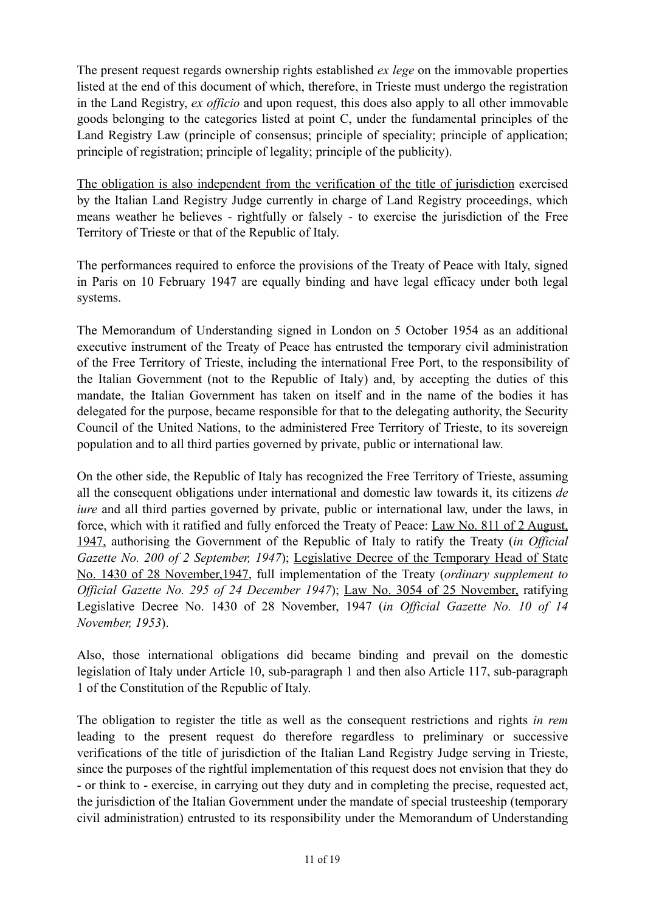The present request regards ownership rights established *ex lege* on the immovable properties listed at the end of this document of which, therefore, in Trieste must undergo the registration in the Land Registry, *ex officio* and upon request, this does also apply to all other immovable goods belonging to the categories listed at point C, under the fundamental principles of the Land Registry Law (principle of consensus; principle of speciality; principle of application; principle of registration; principle of legality; principle of the publicity).

<u>The obligation is also independent from the verification of the title of jurisdiction</u> exercised by the Italian Land Registry Judge currently in charge of Land Registry proceedings, which means weather he believes - rightfully or falsely - to exercise the jurisdiction of the Free Territory of Trieste or that of the Republic of Italy.

The performances required to enforce the provisions of the Treaty of Peace with Italy, signed in Paris on 10 February 1947 are equally binding and have legal efficacy under both legal systems.

The Memorandum of Understanding signed in London on 5 October 1954 as an additional executive instrument of the Treaty of Peace has entrusted the temporary civil administration of the Free Territory of Trieste, including the international Free Port, to the responsibility of the Italian Government (not to the Republic of Italy) and, by accepting the duties of this mandate, the Italian Government has taken on itself and in the name of the bodies it has delegated for the purpose, became responsible for that to the delegating authority, the Security Council of the United Nations, to the administered Free Territory of Trieste, to its sovereign population and to all third parties governed by private, public or international law.

On the other side, the Republic of Italy has recognized the Free Territory of Trieste, assuming all the consequent obligations under international and domestic law towards it, its citizens *de iure* and all third parties governed by private, public or international law, under the laws, in force, which with it ratified and fully enforced the Treaty of Peace: <u>Law No. 811 of 2 August, 1947,</u> authorising the Government of the Republic of Italy to ratify the Treaty (*in Official Gazette No. 200 of 2 September, 1947*); <u>Legislative Decree of the Temporary Head of State No. 1430 of 28 November,1947,</u> full implementation of the Treaty (*ordinary supplement to Official Gazette No. 295 of 24 December 1947*); <u>Law No. 3054 of 25 November,</u> ratifying Legislative Decree No. 1430 of 28 November, 1947 (*in Official Gazette No. 10 of 14 November, 1953*).

Also, those international obligations did became binding and prevail on the domestic legislation of Italy under Article 10, sub-paragraph 1 and then also Article 117, sub-paragraph 1 of the Constitution of the Republic of Italy.

The obligation to register the title as well as the consequent restrictions and rights *in rem* leading to the present request do therefore regardless to preliminary or successive verifications of the title of jurisdiction of the Italian Land Registry Judge serving in Trieste, since the purposes of the rightful implementation of this request does not envision that they do - or think to - exercise, in carrying out they duty and in completing the precise, requested act, the jurisdiction of the Italian Government under the mandate of special trusteeship (temporary civil administration) entrusted to its responsibility under the Memorandum of Understanding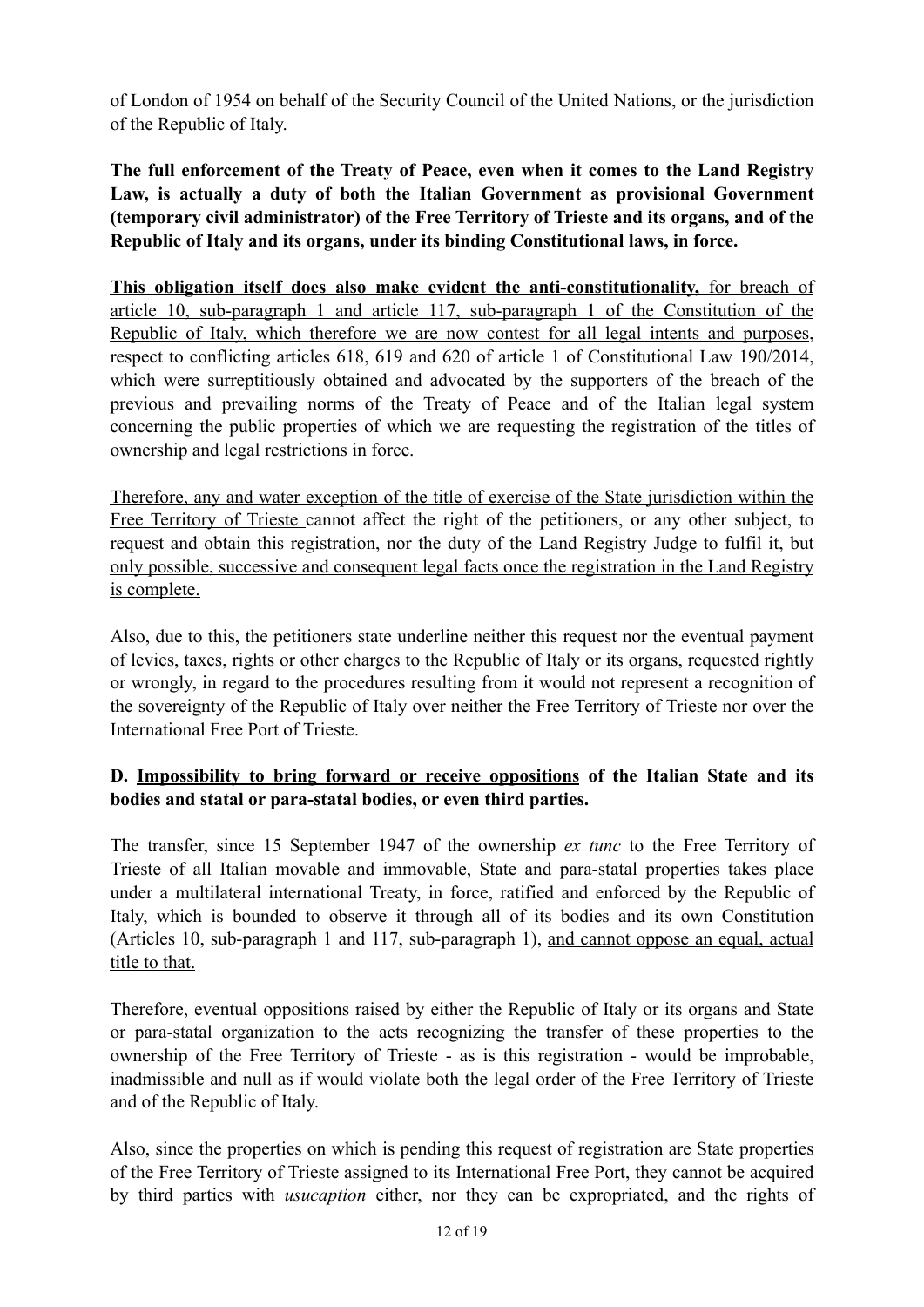of London of 1954 on behalf of the Security Council of the United Nations, or the jurisdiction of the Republic of Italy.

**The full enforcement of the Treaty of Peace, even when it comes to the Land Registry Law, is actually a duty of both the Italian Government as provisional Government (temporary civil administrator) of the Free Territory of Trieste and its organs, and of the Republic of Italy and its organs, under its binding Constitutional laws, in force.**

<u>**This obligation itself does also make evident the anti-constitutionality,**</u> <u>for breach of article 10, sub-paragraph 1 and article 117, sub-paragraph 1 of the Constitution of the Republic of Italy, which therefore we are now contest for all legal intents and purposes</u>, respect to conflicting articles 618, 619 and 620 of article 1 of Constitutional Law 190/2014, which were surreptitiously obtained and advocated by the supporters of the breach of the previous and prevailing norms of the Treaty of Peace and of the Italian legal system concerning the public properties of which we are requesting the registration of the titles of ownership and legal restrictions in force.

<u>Therefore, any and water exception of the title of exercise of the State jurisdiction within the Free Territory of Trieste</u> cannot affect the right of the petitioners, or any other subject, to request and obtain this registration, nor the duty of the Land Registry Judge to fulfil it, but <u>only possible, successive and consequent legal facts once the registration in the Land Registry is complete.</u>

Also, due to this, the petitioners state underline neither this request nor the eventual payment of levies, taxes, rights or other charges to the Republic of Italy or its organs, requested rightly or wrongly, in regard to the procedures resulting from it would not represent a recognition of the sovereignty of the Republic of Italy over neither the Free Territory of Trieste nor over the International Free Port of Trieste.

### D. <u>Impossibility to bring forward or receive oppositions</u> of the Italian State and its bodies and statal or para-statal bodies, or even third parties.

The transfer, since 15 September 1947 of the ownership *ex tunc* to the Free Territory of Trieste of all Italian movable and immovable, State and para-statal properties takes place under a multilateral international Treaty, in force, ratified and enforced by the Republic of Italy, which is bounded to observe it through all of its bodies and its own Constitution (Articles 10, sub-paragraph 1 and 117, sub-paragraph 1), <u>and cannot oppose an equal, actual title to that.</u>

Therefore, eventual oppositions raised by either the Republic of Italy or its organs and State or para-statal organization to the acts recognizing the transfer of these properties to the ownership of the Free Territory of Trieste - as is this registration - would be improbable, inadmissible and null as if would violate both the legal order of the Free Territory of Trieste and of the Republic of Italy.

Also, since the properties on which is pending this request of registration are State properties of the Free Territory of Trieste assigned to its International Free Port, they cannot be acquired by third parties with *usucaption* either, nor they can be expropriated, and the rights of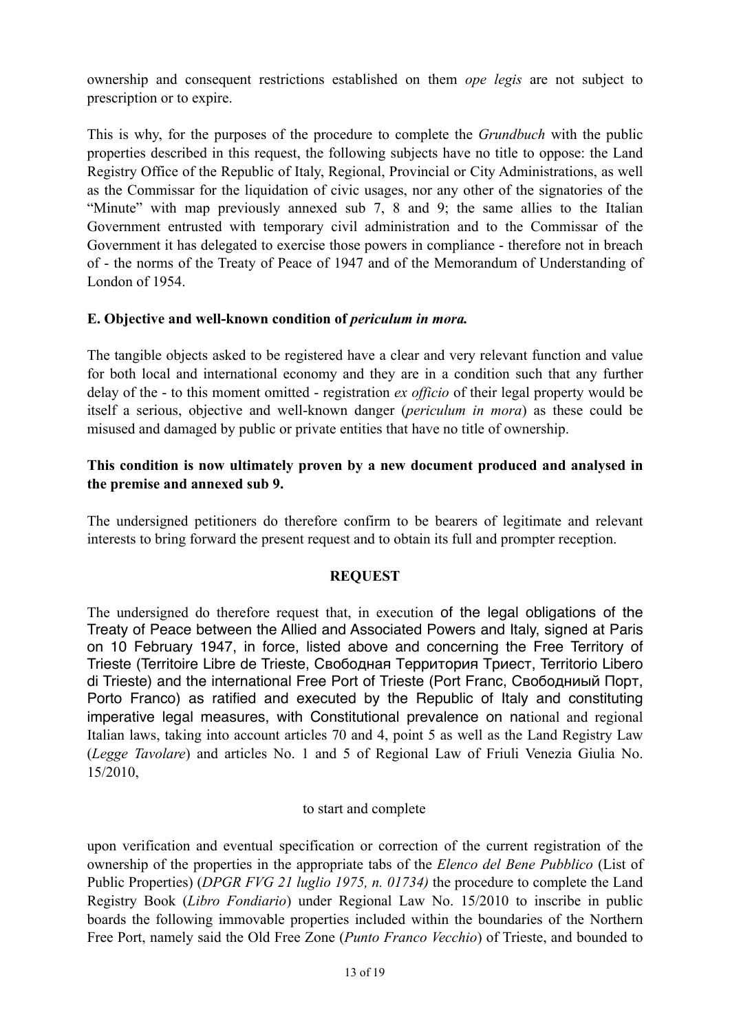ownership and consequent restrictions established on them *ope legis* are not subject to prescription or to expire.

This is why, for the purposes of the procedure to complete the *Grundbuch* with the public properties described in this request, the following subjects have no title to oppose: the Land Registry Office of the Republic of Italy, Regional, Provincial or City Administrations, as well as the Commissar for the liquidation of civic usages, nor any other of the signatories of the "Minute" with map previously annexed sub 7, 8 and 9; the same allies to the Italian Government entrusted with temporary civil administration and to the Commissar of the Government it has delegated to exercise those powers in compliance - therefore not in breach of - the norms of the Treaty of Peace of 1947 and of the Memorandum of Understanding of London of 1954.

**E. Objective and well-known condition of *periculum in mora.***

The tangible objects asked to be registered have a clear and very relevant function and value for both local and international economy and they are in a condition such that any further delay of the - to this moment omitted - registration *ex officio* of their legal property would be itself a serious, objective and well-known danger (*periculum in mora*) as these could be misused and damaged by public or private entities that have no title of ownership.

**This condition is now ultimately proven by a new document produced and analysed in the premise and annexed sub 9.**

The undersigned petitioners do therefore confirm to be bearers of legitimate and relevant interests to bring forward the present request and to obtain its full and prompter reception.

**REQUEST**

The undersigned do therefore request that, in execution of the legal obligations of the Treaty of Peace between the Allied and Associated Powers and Italy, signed at Paris on 10 February 1947, in force, listed above and concerning the Free Territory of Trieste (Territoire Libre de Trieste, Свободная Территория Триест, Territorio Libero di Trieste) and the international Free Port of Trieste (Port Franc, Свободниый Порт, Porto Franco) as ratified and executed by the Republic of Italy and constituting imperative legal measures, with Constitutional prevalence on national and regional Italian laws, taking into account articles 70 and 4, point 5 as well as the Land Registry Law (*Legge Tavolare*) and articles No. 1 and 5 of Regional Law of Friuli Venezia Giulia No. 15/2010,

to start and complete

upon verification and eventual specification or correction of the current registration of the ownership of the properties in the appropriate tabs of the *Elenco del Bene Pubblico* (List of Public Properties) (*DPGR FVG 21 luglio 1975, n. 01734)* the procedure to complete the Land Registry Book (*Libro Fondiario*) under Regional Law No. 15/2010 to inscribe in public boards the following immovable properties included within the boundaries of the Northern Free Port, namely said the Old Free Zone (*Punto Franco Vecchio*) of Trieste, and bounded to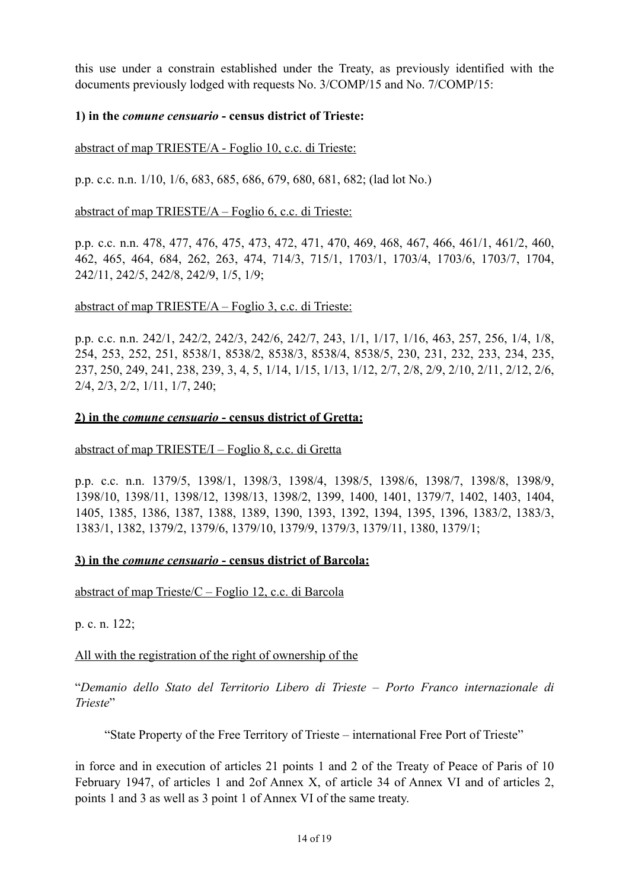this use under a constrain established under the Treaty, as previously identified with the documents previously lodged with requests No. 3/COMP/15 and No. 7/COMP/15:

**1) in the *comune censuario* - census district of Trieste:**

abstract of map TRIESTE/A - Foglio 10, c.c. di Trieste:

p.p. c.c. n.n. 1/10, 1/6, 683, 685, 686, 679, 680, 681, 682; (lad lot No.)

abstract of map TRIESTE/A – Foglio 6, c.c. di Trieste:

p.p. c.c. n.n. 478, 477, 476, 475, 473, 472, 471, 470, 469, 468, 467, 466, 461/1, 461/2, 460, 462, 465, 464, 684, 262, 263, 474, 714/3, 715/1, 1703/1, 1703/4, 1703/6, 1703/7, 1704, 242/11, 242/5, 242/8, 242/9, 1/5, 1/9;

abstract of map TRIESTE/A – Foglio 3, c.c. di Trieste:

p.p. c.c. n.n. 242/1, 242/2, 242/3, 242/6, 242/7, 243, 1/1, 1/17, 1/16, 463, 257, 256, 1/4, 1/8, 254, 253, 252, 251, 8538/1, 8538/2, 8538/3, 8538/4, 8538/5, 230, 231, 232, 233, 234, 235, 237, 250, 249, 241, 238, 239, 3, 4, 5, 1/14, 1/15, 1/13, 1/12, 2/7, 2/8, 2/9, 2/10, 2/11, 2/12, 2/6, 2/4, 2/3, 2/2, 1/11, 1/7, 240;

**2) in the *comune censuario* - census district of Gretta:**

abstract of map TRIESTE/I – Foglio 8, c.c. di Gretta

p.p. c.c. n.n. 1379/5, 1398/1, 1398/3, 1398/4, 1398/5, 1398/6, 1398/7, 1398/8, 1398/9, 1398/10, 1398/11, 1398/12, 1398/13, 1398/2, 1399, 1400, 1401, 1379/7, 1402, 1403, 1404, 1405, 1385, 1386, 1387, 1388, 1389, 1390, 1393, 1392, 1394, 1395, 1396, 1383/2, 1383/3, 1383/1, 1382, 1379/2, 1379/6, 1379/10, 1379/9, 1379/3, 1379/11, 1380, 1379/1;

**3) in the *comune censuario* - census district of Barcola:**

abstract of map Trieste/C – Foglio 12, c.c. di Barcola

p. c. n. 122;

All with the registration of the right of ownership of the

"*Demanio dello Stato del Territorio Libero di Trieste – Porto Franco internazionale di Trieste*"

"State Property of the Free Territory of Trieste – international Free Port of Trieste"

in force and in execution of articles 21 points 1 and 2 of the Treaty of Peace of Paris of 10 February 1947, of articles 1 and 2of Annex X, of article 34 of Annex VI and of articles 2, points 1 and 3 as well as 3 point 1 of Annex VI of the same treaty.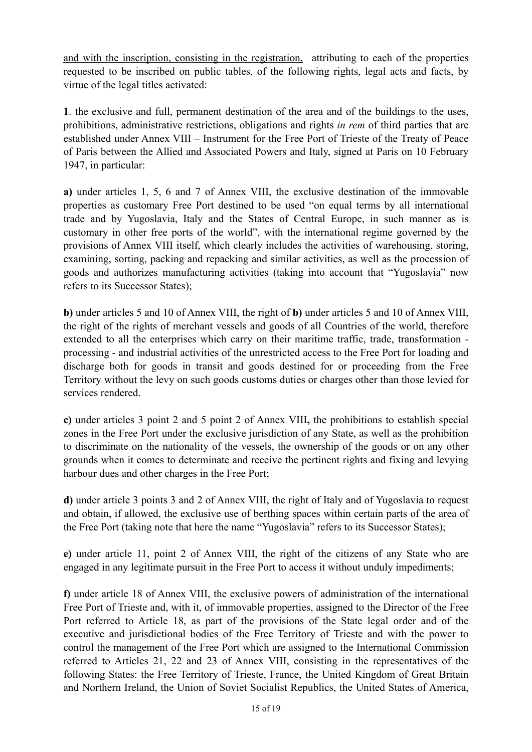<u>and with the inscription, consisting in the registration,</u> attributing to each of the properties requested to be inscribed on public tables, of the following rights, legal acts and facts, by virtue of the legal titles activated:

**1**. the exclusive and full, permanent destination of the area and of the buildings to the uses, prohibitions, administrative restrictions, obligations and rights *in rem* of third parties that are established under Annex VIII – Instrument for the Free Port of Trieste of the Treaty of Peace of Paris between the Allied and Associated Powers and Italy, signed at Paris on 10 February 1947, in particular:

**a)** under articles 1, 5, 6 and 7 of Annex VIII, the exclusive destination of the immovable properties as customary Free Port destined to be used "on equal terms by all international trade and by Yugoslavia, Italy and the States of Central Europe, in such manner as is customary in other free ports of the world", with the international regime governed by the provisions of Annex VIII itself, which clearly includes the activities of warehousing, storing, examining, sorting, packing and repacking and similar activities, as well as the procession of goods and authorizes manufacturing activities (taking into account that "Yugoslavia" now refers to its Successor States);

**b)** under articles 5 and 10 of Annex VIII, the right of **b)** under articles 5 and 10 of Annex VIII, the right of the rights of merchant vessels and goods of all Countries of the world, therefore extended to all the enterprises which carry on their maritime traffic, trade, transformation - processing - and industrial activities of the unrestricted access to the Free Port for loading and discharge both for goods in transit and goods destined for or proceeding from the Free Territory without the levy on such goods customs duties or charges other than those levied for services rendered.

**c)** under articles 3 point 2 and 5 point 2 of Annex VIII**,** the prohibitions to establish special zones in the Free Port under the exclusive jurisdiction of any State, as well as the prohibition to discriminate on the nationality of the vessels, the ownership of the goods or on any other grounds when it comes to determinate and receive the pertinent rights and fixing and levying harbour dues and other charges in the Free Port;

**d)** under article 3 points 3 and 2 of Annex VIII, the right of Italy and of Yugoslavia to request and obtain, if allowed, the exclusive use of berthing spaces within certain parts of the area of the Free Port (taking note that here the name "Yugoslavia" refers to its Successor States);

**e)** under article 11, point 2 of Annex VIII, the right of the citizens of any State who are engaged in any legitimate pursuit in the Free Port to access it without unduly impediments;

**f)** under article 18 of Annex VIII, the exclusive powers of administration of the international Free Port of Trieste and, with it, of immovable properties, assigned to the Director of the Free Port referred to Article 18, as part of the provisions of the State legal order and of the executive and jurisdictional bodies of the Free Territory of Trieste and with the power to control the management of the Free Port which are assigned to the International Commission referred to Articles 21, 22 and 23 of Annex VIII, consisting in the representatives of the following States: the Free Territory of Trieste, France, the United Kingdom of Great Britain and Northern Ireland, the Union of Soviet Socialist Republics, the United States of America,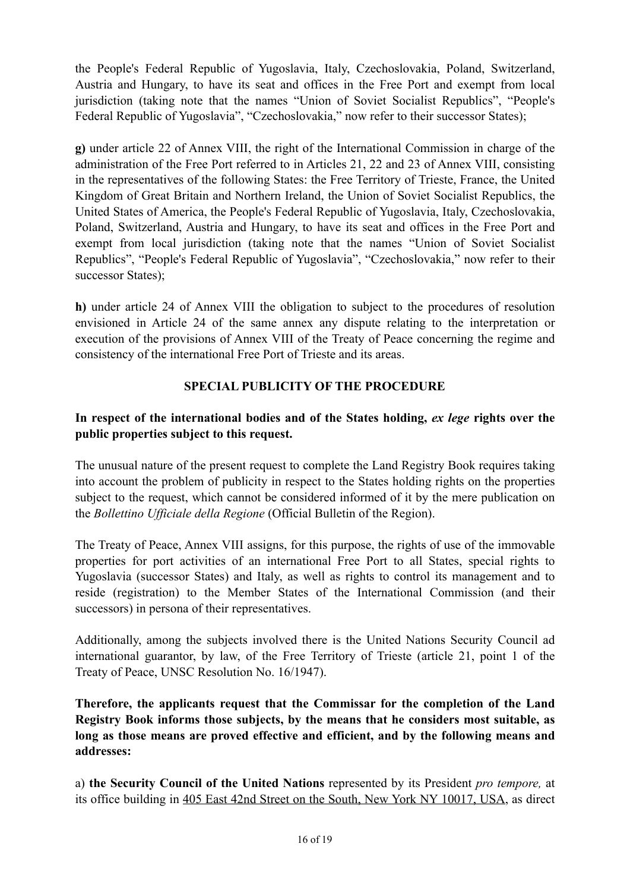the People's Federal Republic of Yugoslavia, Italy, Czechoslovakia, Poland, Switzerland, Austria and Hungary, to have its seat and offices in the Free Port and exempt from local jurisdiction (taking note that the names "Union of Soviet Socialist Republics", "People's Federal Republic of Yugoslavia", "Czechoslovakia," now refer to their successor States);

**g)** under article 22 of Annex VIII, the right of the International Commission in charge of the administration of the Free Port referred to in Articles 21, 22 and 23 of Annex VIII, consisting in the representatives of the following States: the Free Territory of Trieste, France, the United Kingdom of Great Britain and Northern Ireland, the Union of Soviet Socialist Republics, the United States of America, the People's Federal Republic of Yugoslavia, Italy, Czechoslovakia, Poland, Switzerland, Austria and Hungary, to have its seat and offices in the Free Port and exempt from local jurisdiction (taking note that the names "Union of Soviet Socialist Republics", "People's Federal Republic of Yugoslavia", "Czechoslovakia," now refer to their successor States);

**h)** under article 24 of Annex VIII the obligation to subject to the procedures of resolution envisioned in Article 24 of the same annex any dispute relating to the interpretation or execution of the provisions of Annex VIII of the Treaty of Peace concerning the regime and consistency of the international Free Port of Trieste and its areas.

## SPECIAL PUBLICITY OF THE PROCEDURE

**In respect of the international bodies and of the States holding, *ex lege* rights over the public properties subject to this request.**

The unusual nature of the present request to complete the Land Registry Book requires taking into account the problem of publicity in respect to the States holding rights on the properties subject to the request, which cannot be considered informed of it by the mere publication on the *Bollettino Ufficiale della Regione* (Official Bulletin of the Region).

The Treaty of Peace, Annex VIII assigns, for this purpose, the rights of use of the immovable properties for port activities of an international Free Port to all States, special rights to Yugoslavia (successor States) and Italy, as well as rights to control its management and to reside (registration) to the Member States of the International Commission (and their successors) in persona of their representatives.

Additionally, among the subjects involved there is the United Nations Security Council ad international guarantor, by law, of the Free Territory of Trieste (article 21, point 1 of the Treaty of Peace, UNSC Resolution No. 16/1947).

**Therefore, the applicants request that the Commissar for the completion of the Land Registry Book informs those subjects, by the means that he considers most suitable, as long as those means are proved effective and efficient, and by the following means and addresses:**

a) **the Security Council of the United Nations** represented by its President *pro tempore,* at its office building in <u>405 East 42nd Street on the South, New York NY 10017, USA</u>, as direct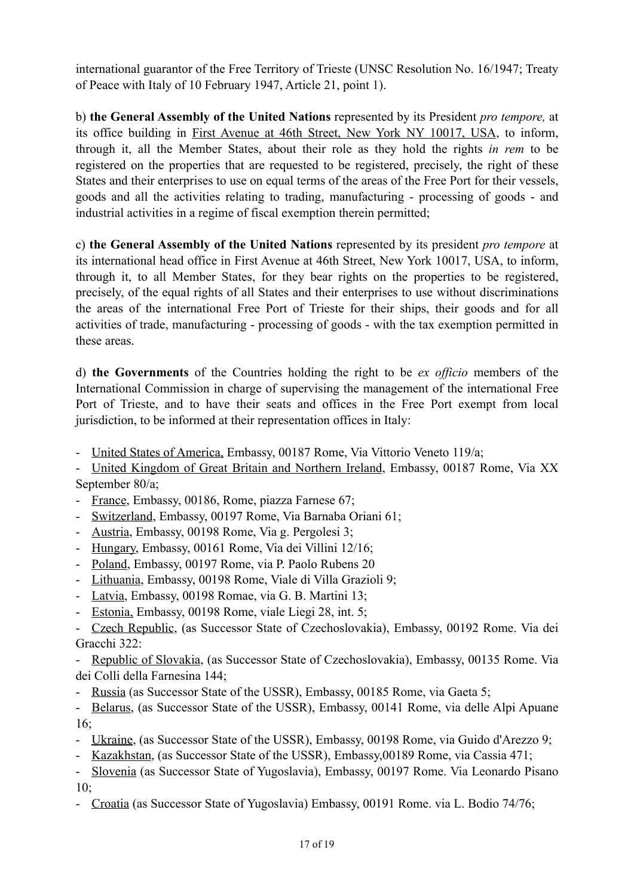international guarantor of the Free Territory of Trieste (UNSC Resolution No. 16/1947; Treaty of Peace with Italy of 10 February 1947, Article 21, point 1).

b) **the General Assembly of the United Nations** represented by its President *pro tempore,* at its office building in First Avenue at 46th Street, New York NY 10017, USA, to inform, through it, all the Member States, about their role as they hold the rights *in rem* to be registered on the properties that are requested to be registered, precisely, the right of these States and their enterprises to use on equal terms of the areas of the Free Port for their vessels, goods and all the activities relating to trading, manufacturing - processing of goods - and industrial activities in a regime of fiscal exemption therein permitted;

c) **the General Assembly of the United Nations** represented by its president *pro tempore* at its international head office in First Avenue at 46th Street, New York 10017, USA, to inform, through it, to all Member States, for they bear rights on the properties to be registered, precisely, of the equal rights of all States and their enterprises to use without discriminations the areas of the international Free Port of Trieste for their ships, their goods and for all activities of trade, manufacturing - processing of goods - with the tax exemption permitted in these areas.

d) **the Governments** of the Countries holding the right to be *ex officio* members of the International Commission in charge of supervising the management of the international Free Port of Trieste, and to have their seats and offices in the Free Port exempt from local jurisdiction, to be informed at their representation offices in Italy:

- United States of America, Embassy, 00187 Rome, Via Vittorio Veneto 119/a;
- United Kingdom of Great Britain and Northern Ireland, Embassy, 00187 Rome, Via XX September 80/a;
- France, Embassy, 00186, Rome, piazza Farnese 67;
- Switzerland, Embassy, 00197 Rome, Via Barnaba Oriani 61;
- Austria, Embassy, 00198 Rome, Via g. Pergolesi 3;
- Hungary, Embassy, 00161 Rome, Via dei Villini 12/16;
- Poland, Embassy, 00197 Rome, via P. Paolo Rubens 20
- Lithuania, Embassy, 00198 Rome, Viale di Villa Grazioli 9;
- Latvia, Embassy, 00198 Romae, via G. B. Martini 13;
- Estonia, Embassy, 00198 Rome, viale Liegi 28, int. 5;
- Czech Republic, (as Successor State of Czechoslovakia), Embassy, 00192 Rome. Via dei Gracchi 322:
- Republic of Slovakia, (as Successor State of Czechoslovakia), Embassy, 00135 Rome. Via dei Colli della Farnesina 144;
- Russia (as Successor State of the USSR), Embassy, 00185 Rome, via Gaeta 5;
- Belarus, (as Successor State of the USSR), Embassy, 00141 Rome, via delle Alpi Apuane 16;
- Ukraine, (as Successor State of the USSR), Embassy, 00198 Rome, via Guido d'Arezzo 9;
- Kazakhstan, (as Successor State of the USSR), Embassy,00189 Rome, via Cassia 471;
- Slovenia (as Successor State of Yugoslavia), Embassy, 00197 Rome. Via Leonardo Pisano 10;
- Croatia (as Successor State of Yugoslavia) Embassy, 00191 Rome. via L. Bodio 74/76;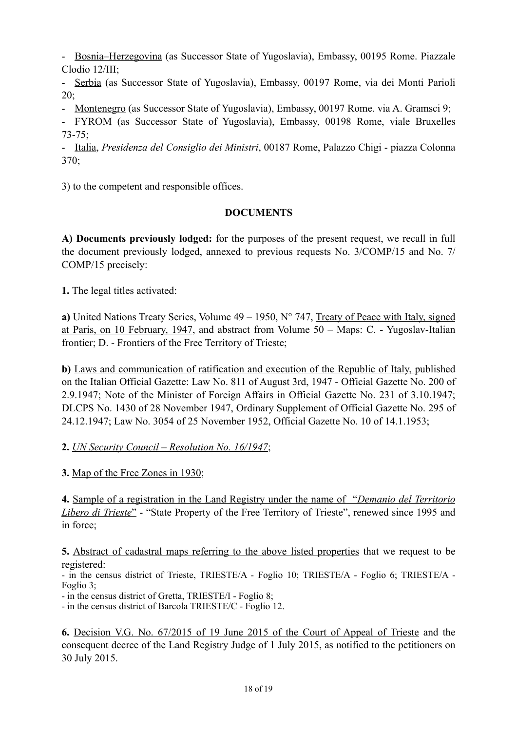- Bosnia–Herzegovina (as Successor State of Yugoslavia), Embassy, 00195 Rome. Piazzale Clodio 12/III;
- Serbia (as Successor State of Yugoslavia), Embassy, 00197 Rome, via dei Monti Parioli 20;
- Montenegro (as Successor State of Yugoslavia), Embassy, 00197 Rome. via A. Gramsci 9;
- FYROM (as Successor State of Yugoslavia), Embassy, 00198 Rome, viale Bruxelles 73-75;
- Italia, *Presidenza del Consiglio dei Ministri*, 00187 Rome, Palazzo Chigi - piazza Colonna 370;

3) to the competent and responsible offices.

**DOCUMENTS**

**A) Documents previously lodged:** for the purposes of the present request, we recall in full the document previously lodged, annexed to previous requests No. 3/COMP/15 and No. 7/ COMP/15 precisely:

**1.** The legal titles activated:

**a)** United Nations Treaty Series, Volume 49 – 1950, N° 747, Treaty of Peace with Italy, signed at Paris, on 10 February, 1947, and abstract from Volume 50 – Maps: C. - Yugoslav-Italian frontier; D. - Frontiers of the Free Territory of Trieste;

**b)** Laws and communication of ratification and execution of the Republic of Italy, published on the Italian Official Gazette: Law No. 811 of August 3rd, 1947 - Official Gazette No. 200 of 2.9.1947; Note of the Minister of Foreign Affairs in Official Gazette No. 231 of 3.10.1947; DLCPS No. 1430 of 28 November 1947, Ordinary Supplement of Official Gazette No. 295 of 24.12.1947; Law No. 3054 of 25 November 1952, Official Gazette No. 10 of 14.1.1953;

**2.** *UN Security Council – Resolution No. 16/1947*;

**3.** Map of the Free Zones in 1930;

**4.** Sample of a registration in the Land Registry under the name of "*Demanio del Territorio Libero di Trieste*" - "State Property of the Free Territory of Trieste", renewed since 1995 and in force;

**5.** Abstract of cadastral maps referring to the above listed properties that we request to be registered:
- in the census district of Trieste, TRIESTE/A - Foglio 10; TRIESTE/A - Foglio 6; TRIESTE/A - Foglio 3;
- in the census district of Gretta, TRIESTE/I - Foglio 8;
- in the census district of Barcola TRIESTE/C - Foglio 12.

**6.** Decision V.G. No. 67/2015 of 19 June 2015 of the Court of Appeal of Trieste and the consequent decree of the Land Registry Judge of 1 July 2015, as notified to the petitioners on 30 July 2015.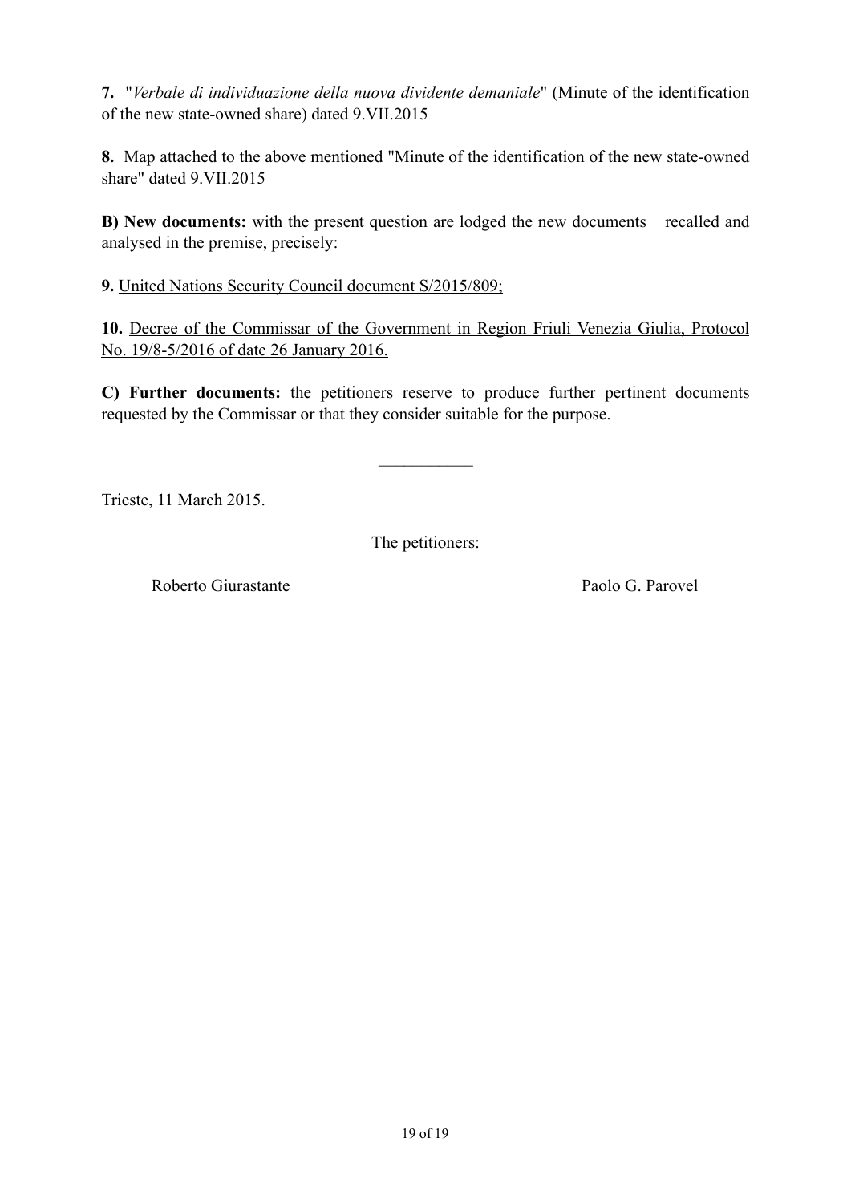**7.** "*Verbale di individuazione della nuova dividente demaniale*" (Minute of the identification of the new state-owned share) dated 9.VII.2015

**8.** <u>Map attached</u> to the above mentioned "Minute of the identification of the new state-owned share" dated 9.VII.2015

**B) New documents:** with the present question are lodged the new documents recalled and analysed in the premise, precisely:

**9.** <u>United Nations Security Council document S/2015/809;</u>

**10.** <u>Decree of the Commissar of the Government in Region Friuli Venezia Giulia, Protocol No. 19/8-5/2016 of date 26 January 2016.</u>

**C) Further documents:** the petitioners reserve to produce further pertinent documents requested by the Commissar or that they consider suitable for the purpose.

___________

Trieste, 11 March 2015.

The petitioners:

Roberto Giurastante Paolo G. Parovel